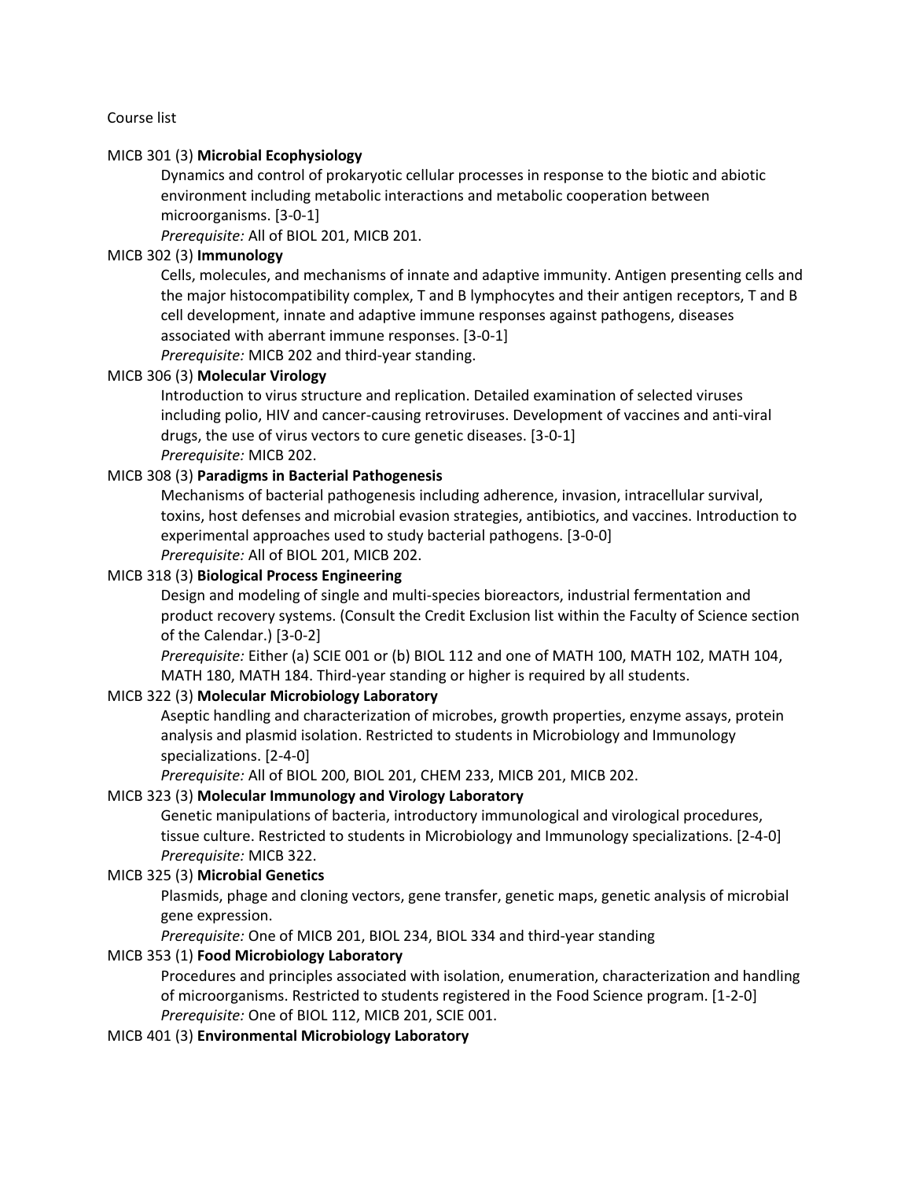Course list

MICB 301 (3) **Microbial Ecophysiology**

Dynamics and control of prokaryotic cellular processes in response to the biotic and abiotic environment including metabolic interactions and metabolic cooperation between microorganisms. [3-0-1]

*Prerequisite:* All of BIOL 201, MICB 201.

MICB 302 (3) **Immunology**

Cells, molecules, and mechanisms of innate and adaptive immunity. Antigen presenting cells and the major histocompatibility complex, T and B lymphocytes and their antigen receptors, T and B cell development, innate and adaptive immune responses against pathogens, diseases associated with aberrant immune responses. [3-0-1]

*Prerequisite:* MICB 202 and third-year standing.

MICB 306 (3) **Molecular Virology**

Introduction to virus structure and replication. Detailed examination of selected viruses including polio, HIV and cancer-causing retroviruses. Development of vaccines and anti-viral drugs, the use of virus vectors to cure genetic diseases. [3-0-1]

*Prerequisite:* MICB 202.

MICB 308 (3) **Paradigms in Bacterial Pathogenesis**

Mechanisms of bacterial pathogenesis including adherence, invasion, intracellular survival, toxins, host defenses and microbial evasion strategies, antibiotics, and vaccines. Introduction to experimental approaches used to study bacterial pathogens. [3-0-0]

*Prerequisite:* All of BIOL 201, MICB 202.

MICB 318 (3) **Biological Process Engineering**

Design and modeling of single and multi-species bioreactors, industrial fermentation and product recovery systems. (Consult the Credit Exclusion list within the Faculty of Science section of the Calendar.) [3-0-2]

*Prerequisite:* Either (a) SCIE 001 or (b) BIOL 112 and one of MATH 100, MATH 102, MATH 104, MATH 180, MATH 184. Third-year standing or higher is required by all students.

MICB 322 (3) **Molecular Microbiology Laboratory**

Aseptic handling and characterization of microbes, growth properties, enzyme assays, protein analysis and plasmid isolation. Restricted to students in Microbiology and Immunology specializations. [2-4-0]

*Prerequisite:* All of BIOL 200, BIOL 201, CHEM 233, MICB 201, MICB 202.

MICB 323 (3) **Molecular Immunology and Virology Laboratory**

Genetic manipulations of bacteria, introductory immunological and virological procedures, tissue culture. Restricted to students in Microbiology and Immunology specializations. [2-4-0]

*Prerequisite:* MICB 322.

MICB 325 (3) **Microbial Genetics**

Plasmids, phage and cloning vectors, gene transfer, genetic maps, genetic analysis of microbial gene expression.

*Prerequisite:* One of MICB 201, BIOL 234, BIOL 334 and third-year standing

MICB 353 (1) **Food Microbiology Laboratory**

Procedures and principles associated with isolation, enumeration, characterization and handling of microorganisms. Restricted to students registered in the Food Science program. [1-2-0]

*Prerequisite:* One of BIOL 112, MICB 201, SCIE 001.

MICB 401 (3) **Environmental Microbiology Laboratory**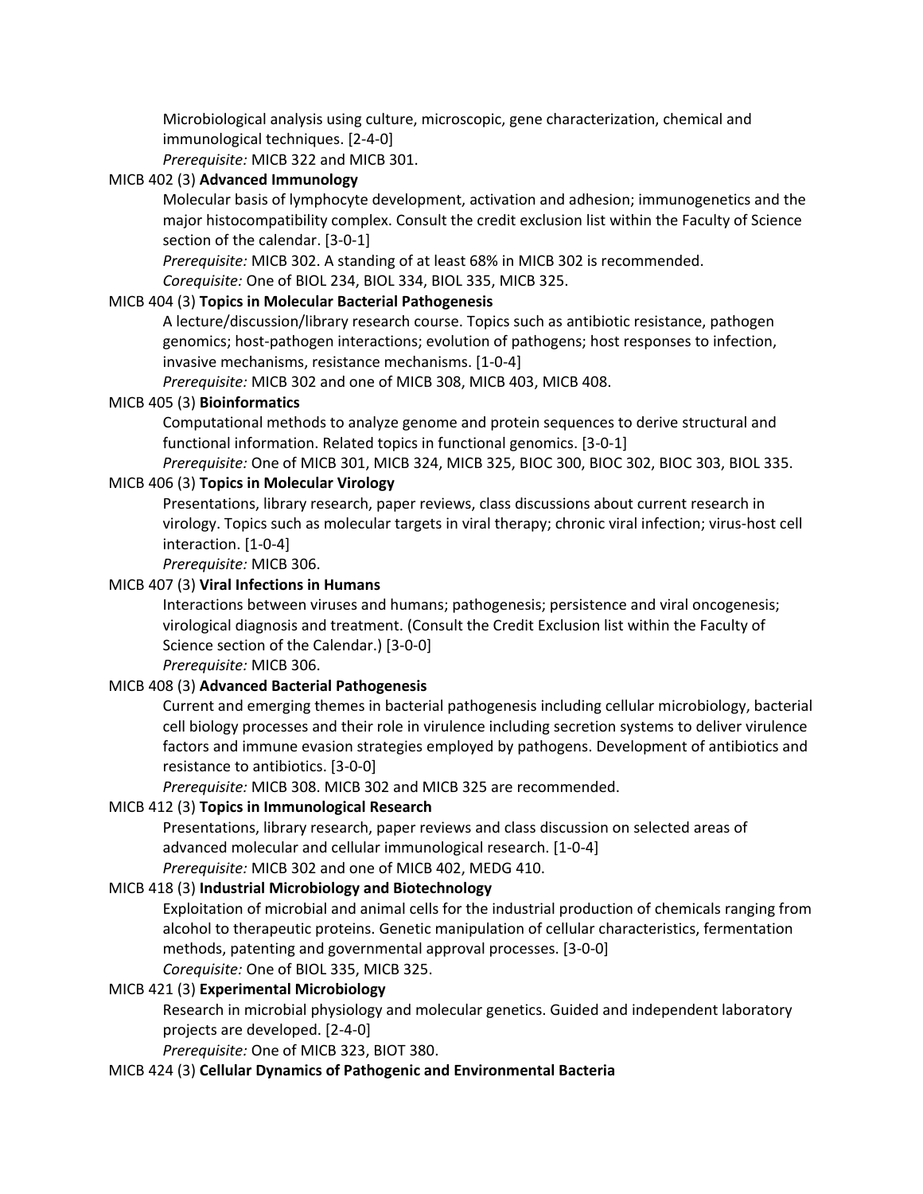Microbiological analysis using culture, microscopic, gene characterization, chemical and immunological techniques. [2-4-0]
*Prerequisite:* MICB 322 and MICB 301.

MICB 402 (3) **Advanced Immunology**

Molecular basis of lymphocyte development, activation and adhesion; immunogenetics and the major histocompatibility complex. Consult the credit exclusion list within the Faculty of Science section of the calendar. [3-0-1]
*Prerequisite:* MICB 302. A standing of at least 68% in MICB 302 is recommended.
*Corequisite:* One of BIOL 234, BIOL 334, BIOL 335, MICB 325.

MICB 404 (3) **Topics in Molecular Bacterial Pathogenesis**

A lecture/discussion/library research course. Topics such as antibiotic resistance, pathogen genomics; host-pathogen interactions; evolution of pathogens; host responses to infection, invasive mechanisms, resistance mechanisms. [1-0-4]
*Prerequisite:* MICB 302 and one of MICB 308, MICB 403, MICB 408.

MICB 405 (3) **Bioinformatics**

Computational methods to analyze genome and protein sequences to derive structural and functional information. Related topics in functional genomics. [3-0-1]
*Prerequisite:* One of MICB 301, MICB 324, MICB 325, BIOC 300, BIOC 302, BIOC 303, BIOL 335.

MICB 406 (3) **Topics in Molecular Virology**

Presentations, library research, paper reviews, class discussions about current research in virology. Topics such as molecular targets in viral therapy; chronic viral infection; virus-host cell interaction. [1-0-4]
*Prerequisite:* MICB 306.

MICB 407 (3) **Viral Infections in Humans**

Interactions between viruses and humans; pathogenesis; persistence and viral oncogenesis; virological diagnosis and treatment. (Consult the Credit Exclusion list within the Faculty of Science section of the Calendar.) [3-0-0]
*Prerequisite:* MICB 306.

MICB 408 (3) **Advanced Bacterial Pathogenesis**

Current and emerging themes in bacterial pathogenesis including cellular microbiology, bacterial cell biology processes and their role in virulence including secretion systems to deliver virulence factors and immune evasion strategies employed by pathogens. Development of antibiotics and resistance to antibiotics. [3-0-0]
*Prerequisite:* MICB 308. MICB 302 and MICB 325 are recommended.

MICB 412 (3) **Topics in Immunological Research**

Presentations, library research, paper reviews and class discussion on selected areas of advanced molecular and cellular immunological research. [1-0-4]
*Prerequisite:* MICB 302 and one of MICB 402, MEDG 410.

MICB 418 (3) **Industrial Microbiology and Biotechnology**

Exploitation of microbial and animal cells for the industrial production of chemicals ranging from alcohol to therapeutic proteins. Genetic manipulation of cellular characteristics, fermentation methods, patenting and governmental approval processes. [3-0-0]
*Corequisite:* One of BIOL 335, MICB 325.

MICB 421 (3) **Experimental Microbiology**

Research in microbial physiology and molecular genetics. Guided and independent laboratory projects are developed. [2-4-0]
*Prerequisite:* One of MICB 323, BIOT 380.

MICB 424 (3) **Cellular Dynamics of Pathogenic and Environmental Bacteria**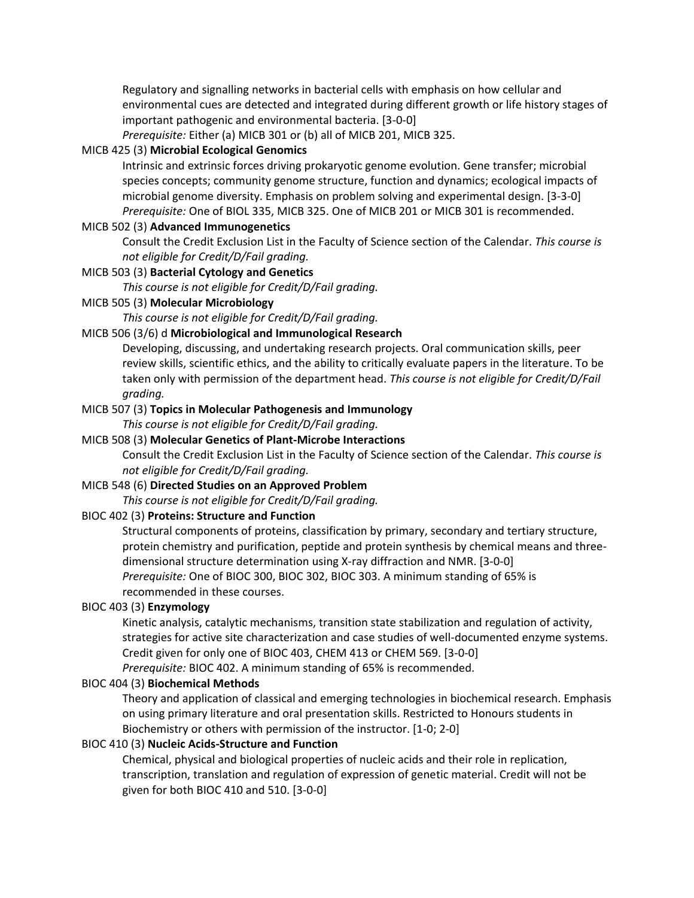Regulatory and signalling networks in bacterial cells with emphasis on how cellular and environmental cues are detected and integrated during different growth or life history stages of important pathogenic and environmental bacteria. [3-0-0]
*Prerequisite:* Either (a) MICB 301 or (b) all of MICB 201, MICB 325.

MICB 425 (3) **Microbial Ecological Genomics**

Intrinsic and extrinsic forces driving prokaryotic genome evolution. Gene transfer; microbial species concepts; community genome structure, function and dynamics; ecological impacts of microbial genome diversity. Emphasis on problem solving and experimental design. [3-3-0]
*Prerequisite:* One of BIOL 335, MICB 325. One of MICB 201 or MICB 301 is recommended.

MICB 502 (3) **Advanced Immunogenetics**

Consult the Credit Exclusion List in the Faculty of Science section of the Calendar. *This course is not eligible for Credit/D/Fail grading.*

MICB 503 (3) **Bacterial Cytology and Genetics**

*This course is not eligible for Credit/D/Fail grading.*

MICB 505 (3) **Molecular Microbiology**

*This course is not eligible for Credit/D/Fail grading.*

MICB 506 (3/6) d **Microbiological and Immunological Research**

Developing, discussing, and undertaking research projects. Oral communication skills, peer review skills, scientific ethics, and the ability to critically evaluate papers in the literature. To be taken only with permission of the department head. *This course is not eligible for Credit/D/Fail grading.*

MICB 507 (3) **Topics in Molecular Pathogenesis and Immunology**

*This course is not eligible for Credit/D/Fail grading.*

MICB 508 (3) **Molecular Genetics of Plant-Microbe Interactions**

Consult the Credit Exclusion List in the Faculty of Science section of the Calendar. *This course is not eligible for Credit/D/Fail grading.*

MICB 548 (6) **Directed Studies on an Approved Problem**

*This course is not eligible for Credit/D/Fail grading.*

BIOC 402 (3) **Proteins: Structure and Function**

Structural components of proteins, classification by primary, secondary and tertiary structure, protein chemistry and purification, peptide and protein synthesis by chemical means and three-dimensional structure determination using X-ray diffraction and NMR. [3-0-0]
*Prerequisite:* One of BIOC 300, BIOC 302, BIOC 303. A minimum standing of 65% is recommended in these courses.

BIOC 403 (3) **Enzymology**

Kinetic analysis, catalytic mechanisms, transition state stabilization and regulation of activity, strategies for active site characterization and case studies of well-documented enzyme systems. Credit given for only one of BIOC 403, CHEM 413 or CHEM 569. [3-0-0]
*Prerequisite:* BIOC 402. A minimum standing of 65% is recommended.

BIOC 404 (3) **Biochemical Methods**

Theory and application of classical and emerging technologies in biochemical research. Emphasis on using primary literature and oral presentation skills. Restricted to Honours students in Biochemistry or others with permission of the instructor. [1-0; 2-0]

BIOC 410 (3) **Nucleic Acids-Structure and Function**

Chemical, physical and biological properties of nucleic acids and their role in replication, transcription, translation and regulation of expression of genetic material. Credit will not be given for both BIOC 410 and 510. [3-0-0]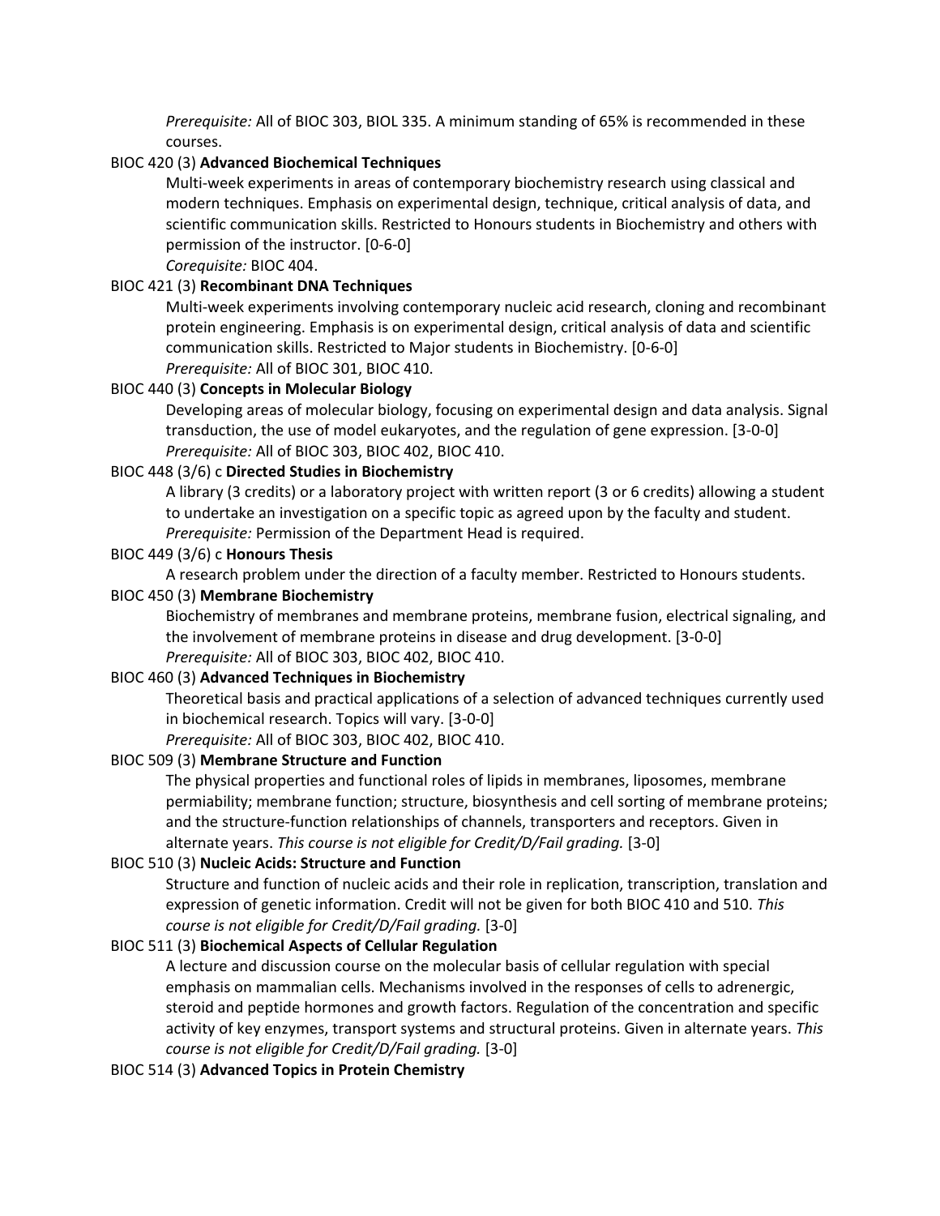*Prerequisite:* All of BIOC 303, BIOL 335. A minimum standing of 65% is recommended in these courses.

BIOC 420 (3) **Advanced Biochemical Techniques**

Multi-week experiments in areas of contemporary biochemistry research using classical and modern techniques. Emphasis on experimental design, technique, critical analysis of data, and scientific communication skills. Restricted to Honours students in Biochemistry and others with permission of the instructor. [0-6-0]

*Corequisite:* BIOC 404.

BIOC 421 (3) **Recombinant DNA Techniques**

Multi-week experiments involving contemporary nucleic acid research, cloning and recombinant protein engineering. Emphasis is on experimental design, critical analysis of data and scientific communication skills. Restricted to Major students in Biochemistry. [0-6-0]

*Prerequisite:* All of BIOC 301, BIOC 410.

BIOC 440 (3) **Concepts in Molecular Biology**

Developing areas of molecular biology, focusing on experimental design and data analysis. Signal transduction, the use of model eukaryotes, and the regulation of gene expression. [3-0-0]

*Prerequisite:* All of BIOC 303, BIOC 402, BIOC 410.

BIOC 448 (3/6) c **Directed Studies in Biochemistry**

A library (3 credits) or a laboratory project with written report (3 or 6 credits) allowing a student to undertake an investigation on a specific topic as agreed upon by the faculty and student.

*Prerequisite:* Permission of the Department Head is required.

BIOC 449 (3/6) c **Honours Thesis**

A research problem under the direction of a faculty member. Restricted to Honours students.

BIOC 450 (3) **Membrane Biochemistry**

Biochemistry of membranes and membrane proteins, membrane fusion, electrical signaling, and the involvement of membrane proteins in disease and drug development. [3-0-0]

*Prerequisite:* All of BIOC 303, BIOC 402, BIOC 410.

BIOC 460 (3) **Advanced Techniques in Biochemistry**

Theoretical basis and practical applications of a selection of advanced techniques currently used in biochemical research. Topics will vary. [3-0-0]

*Prerequisite:* All of BIOC 303, BIOC 402, BIOC 410.

BIOC 509 (3) **Membrane Structure and Function**

The physical properties and functional roles of lipids in membranes, liposomes, membrane permiability; membrane function; structure, biosynthesis and cell sorting of membrane proteins; and the structure-function relationships of channels, transporters and receptors. Given in alternate years. *This course is not eligible for Credit/D/Fail grading.* [3-0]

BIOC 510 (3) **Nucleic Acids: Structure and Function**

Structure and function of nucleic acids and their role in replication, transcription, translation and expression of genetic information. Credit will not be given for both BIOC 410 and 510. *This course is not eligible for Credit/D/Fail grading.* [3-0]

BIOC 511 (3) **Biochemical Aspects of Cellular Regulation**

A lecture and discussion course on the molecular basis of cellular regulation with special emphasis on mammalian cells. Mechanisms involved in the responses of cells to adrenergic, steroid and peptide hormones and growth factors. Regulation of the concentration and specific activity of key enzymes, transport systems and structural proteins. Given in alternate years. *This course is not eligible for Credit/D/Fail grading.* [3-0]

BIOC 514 (3) **Advanced Topics in Protein Chemistry**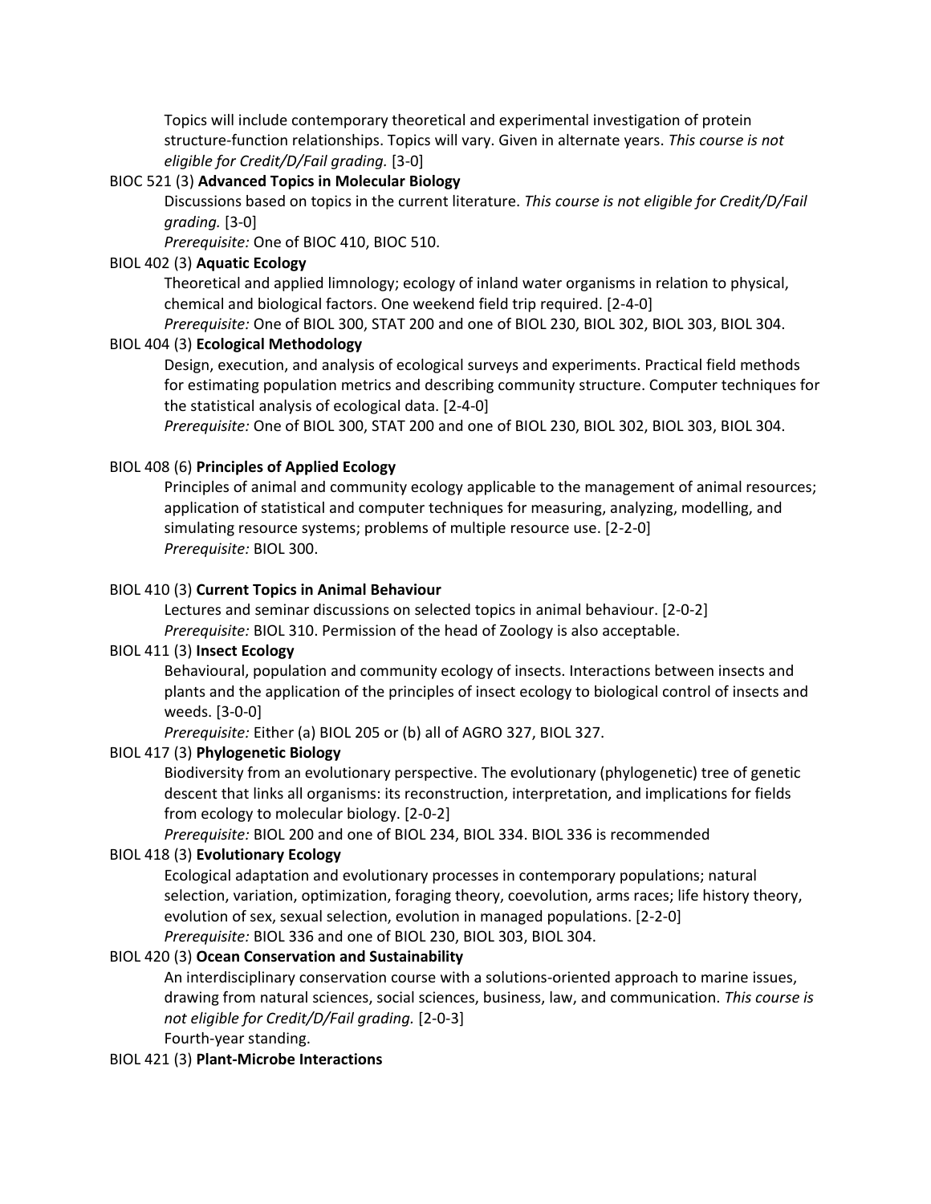Topics will include contemporary theoretical and experimental investigation of protein structure-function relationships. Topics will vary. Given in alternate years. *This course is not eligible for Credit/D/Fail grading.* [3-0]

BIOC 521 (3) **Advanced Topics in Molecular Biology**

Discussions based on topics in the current literature. *This course is not eligible for Credit/D/Fail grading.* [3-0]
*Prerequisite:* One of BIOC 410, BIOC 510.

BIOL 402 (3) **Aquatic Ecology**

Theoretical and applied limnology; ecology of inland water organisms in relation to physical, chemical and biological factors. One weekend field trip required. [2-4-0]
*Prerequisite:* One of BIOL 300, STAT 200 and one of BIOL 230, BIOL 302, BIOL 303, BIOL 304.

BIOL 404 (3) **Ecological Methodology**

Design, execution, and analysis of ecological surveys and experiments. Practical field methods for estimating population metrics and describing community structure. Computer techniques for the statistical analysis of ecological data. [2-4-0]
*Prerequisite:* One of BIOL 300, STAT 200 and one of BIOL 230, BIOL 302, BIOL 303, BIOL 304.

BIOL 408 (6) **Principles of Applied Ecology**

Principles of animal and community ecology applicable to the management of animal resources; application of statistical and computer techniques for measuring, analyzing, modelling, and simulating resource systems; problems of multiple resource use. [2-2-0]
*Prerequisite:* BIOL 300.

BIOL 410 (3) **Current Topics in Animal Behaviour**

Lectures and seminar discussions on selected topics in animal behaviour. [2-0-2]
*Prerequisite:* BIOL 310. Permission of the head of Zoology is also acceptable.

BIOL 411 (3) **Insect Ecology**

Behavioural, population and community ecology of insects. Interactions between insects and plants and the application of the principles of insect ecology to biological control of insects and weeds. [3-0-0]
*Prerequisite:* Either (a) BIOL 205 or (b) all of AGRO 327, BIOL 327.

BIOL 417 (3) **Phylogenetic Biology**

Biodiversity from an evolutionary perspective. The evolutionary (phylogenetic) tree of genetic descent that links all organisms: its reconstruction, interpretation, and implications for fields from ecology to molecular biology. [2-0-2]
*Prerequisite:* BIOL 200 and one of BIOL 234, BIOL 334. BIOL 336 is recommended

BIOL 418 (3) **Evolutionary Ecology**

Ecological adaptation and evolutionary processes in contemporary populations; natural selection, variation, optimization, foraging theory, coevolution, arms races; life history theory, evolution of sex, sexual selection, evolution in managed populations. [2-2-0]
*Prerequisite:* BIOL 336 and one of BIOL 230, BIOL 303, BIOL 304.

BIOL 420 (3) **Ocean Conservation and Sustainability**

An interdisciplinary conservation course with a solutions-oriented approach to marine issues, drawing from natural sciences, social sciences, business, law, and communication. *This course is not eligible for Credit/D/Fail grading.* [2-0-3]
Fourth-year standing.

BIOL 421 (3) **Plant-Microbe Interactions**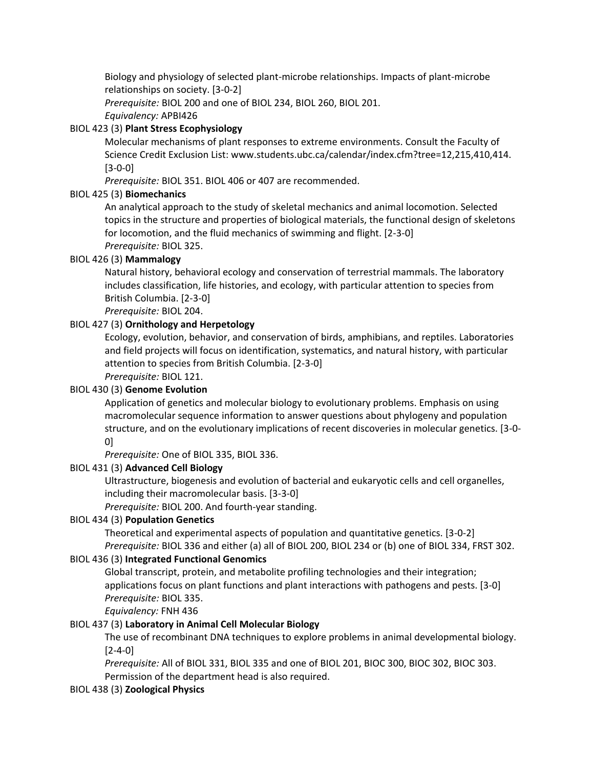Biology and physiology of selected plant-microbe relationships. Impacts of plant-microbe relationships on society. [3-0-2]
*Prerequisite:* BIOL 200 and one of BIOL 234, BIOL 260, BIOL 201.
*Equivalency:* APBI426

BIOL 423 (3) **Plant Stress Ecophysiology**

Molecular mechanisms of plant responses to extreme environments. Consult the Faculty of Science Credit Exclusion List: www.students.ubc.ca/calendar/index.cfm?tree=12,215,410,414. [3-0-0]
*Prerequisite:* BIOL 351. BIOL 406 or 407 are recommended.

BIOL 425 (3) **Biomechanics**

An analytical approach to the study of skeletal mechanics and animal locomotion. Selected topics in the structure and properties of biological materials, the functional design of skeletons for locomotion, and the fluid mechanics of swimming and flight. [2-3-0]
*Prerequisite:* BIOL 325.

BIOL 426 (3) **Mammalogy**

Natural history, behavioral ecology and conservation of terrestrial mammals. The laboratory includes classification, life histories, and ecology, with particular attention to species from British Columbia. [2-3-0]
*Prerequisite:* BIOL 204.

BIOL 427 (3) **Ornithology and Herpetology**

Ecology, evolution, behavior, and conservation of birds, amphibians, and reptiles. Laboratories and field projects will focus on identification, systematics, and natural history, with particular attention to species from British Columbia. [2-3-0]
*Prerequisite:* BIOL 121.

BIOL 430 (3) **Genome Evolution**

Application of genetics and molecular biology to evolutionary problems. Emphasis on using macromolecular sequence information to answer questions about phylogeny and population structure, and on the evolutionary implications of recent discoveries in molecular genetics. [3-0-0]
*Prerequisite:* One of BIOL 335, BIOL 336.

BIOL 431 (3) **Advanced Cell Biology**

Ultrastructure, biogenesis and evolution of bacterial and eukaryotic cells and cell organelles, including their macromolecular basis. [3-3-0]
*Prerequisite:* BIOL 200. And fourth-year standing.

BIOL 434 (3) **Population Genetics**

Theoretical and experimental aspects of population and quantitative genetics. [3-0-2]
*Prerequisite:* BIOL 336 and either (a) all of BIOL 200, BIOL 234 or (b) one of BIOL 334, FRST 302.

BIOL 436 (3) **Integrated Functional Genomics**

Global transcript, protein, and metabolite profiling technologies and their integration; applications focus on plant functions and plant interactions with pathogens and pests. [3-0]
*Prerequisite:* BIOL 335.
*Equivalency:* FNH 436

BIOL 437 (3) **Laboratory in Animal Cell Molecular Biology**

The use of recombinant DNA techniques to explore problems in animal developmental biology. [2-4-0]
*Prerequisite:* All of BIOL 331, BIOL 335 and one of BIOL 201, BIOC 300, BIOC 302, BIOC 303. Permission of the department head is also required.

BIOL 438 (3) **Zoological Physics**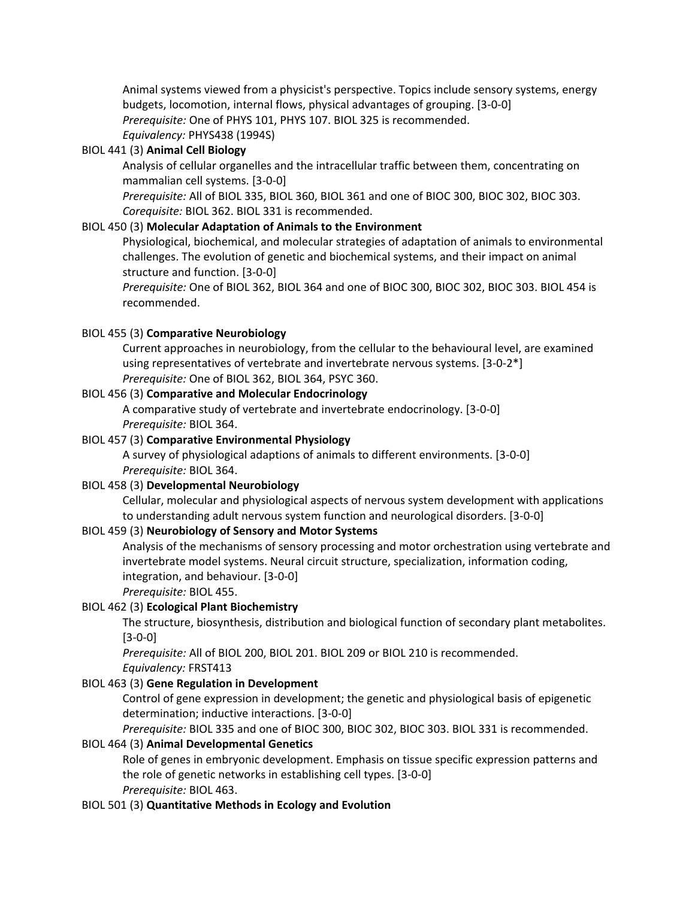Animal systems viewed from a physicist's perspective. Topics include sensory systems, energy budgets, locomotion, internal flows, physical advantages of grouping. [3-0-0]
*Prerequisite:* One of PHYS 101, PHYS 107. BIOL 325 is recommended.
*Equivalency:* PHYS438 (1994S)

BIOL 441 (3) **Animal Cell Biology**

Analysis of cellular organelles and the intracellular traffic between them, concentrating on mammalian cell systems. [3-0-0]
*Prerequisite:* All of BIOL 335, BIOL 360, BIOL 361 and one of BIOC 300, BIOC 302, BIOC 303.
*Corequisite:* BIOL 362. BIOL 331 is recommended.

BIOL 450 (3) **Molecular Adaptation of Animals to the Environment**

Physiological, biochemical, and molecular strategies of adaptation of animals to environmental challenges. The evolution of genetic and biochemical systems, and their impact on animal structure and function. [3-0-0]
*Prerequisite:* One of BIOL 362, BIOL 364 and one of BIOC 300, BIOC 302, BIOC 303. BIOL 454 is recommended.

BIOL 455 (3) **Comparative Neurobiology**

Current approaches in neurobiology, from the cellular to the behavioural level, are examined using representatives of vertebrate and invertebrate nervous systems. [3-0-2*]
*Prerequisite:* One of BIOL 362, BIOL 364, PSYC 360.

BIOL 456 (3) **Comparative and Molecular Endocrinology**

A comparative study of vertebrate and invertebrate endocrinology. [3-0-0]
*Prerequisite:* BIOL 364.

BIOL 457 (3) **Comparative Environmental Physiology**

A survey of physiological adaptions of animals to different environments. [3-0-0]
*Prerequisite:* BIOL 364.

BIOL 458 (3) **Developmental Neurobiology**

Cellular, molecular and physiological aspects of nervous system development with applications to understanding adult nervous system function and neurological disorders. [3-0-0]

BIOL 459 (3) **Neurobiology of Sensory and Motor Systems**

Analysis of the mechanisms of sensory processing and motor orchestration using vertebrate and invertebrate model systems. Neural circuit structure, specialization, information coding, integration, and behaviour. [3-0-0]
*Prerequisite:* BIOL 455.

BIOL 462 (3) **Ecological Plant Biochemistry**

The structure, biosynthesis, distribution and biological function of secondary plant metabolites. [3-0-0]
*Prerequisite:* All of BIOL 200, BIOL 201. BIOL 209 or BIOL 210 is recommended.
*Equivalency:* FRST413

BIOL 463 (3) **Gene Regulation in Development**

Control of gene expression in development; the genetic and physiological basis of epigenetic determination; inductive interactions. [3-0-0]
*Prerequisite:* BIOL 335 and one of BIOC 300, BIOC 302, BIOC 303. BIOL 331 is recommended.

BIOL 464 (3) **Animal Developmental Genetics**

Role of genes in embryonic development. Emphasis on tissue specific expression patterns and the role of genetic networks in establishing cell types. [3-0-0]
*Prerequisite:* BIOL 463.

BIOL 501 (3) **Quantitative Methods in Ecology and Evolution**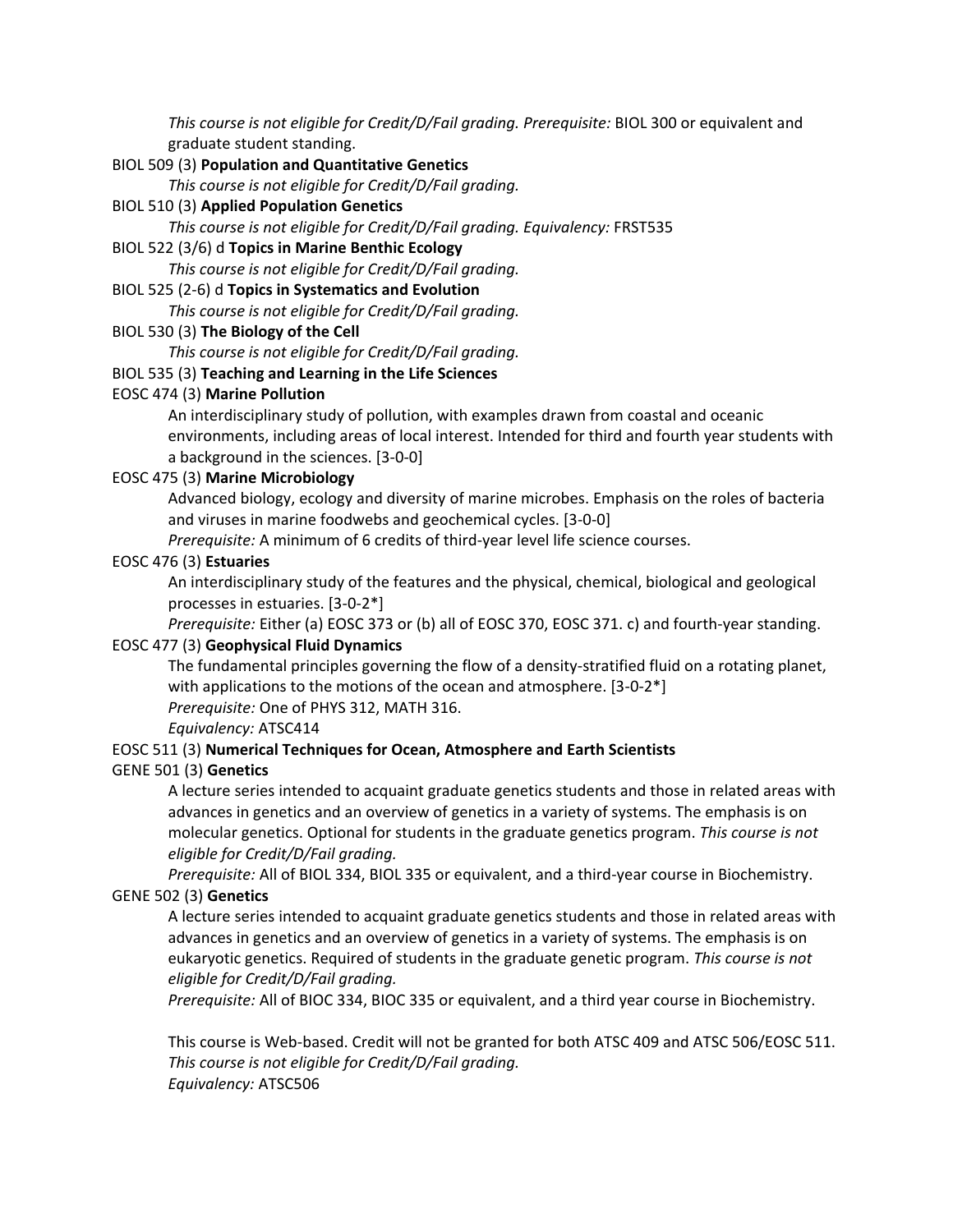*This course is not eligible for Credit/D/Fail grading. Prerequisite:* BIOL 300 or equivalent and graduate student standing.

BIOL 509 (3) **Population and Quantitative Genetics**

*This course is not eligible for Credit/D/Fail grading.*

BIOL 510 (3) **Applied Population Genetics**

*This course is not eligible for Credit/D/Fail grading. Equivalency:* FRST535

BIOL 522 (3/6) d **Topics in Marine Benthic Ecology**

*This course is not eligible for Credit/D/Fail grading.*

BIOL 525 (2-6) d **Topics in Systematics and Evolution**

*This course is not eligible for Credit/D/Fail grading.*

BIOL 530 (3) **The Biology of the Cell**

*This course is not eligible for Credit/D/Fail grading.*

BIOL 535 (3) **Teaching and Learning in the Life Sciences**

EOSC 474 (3) **Marine Pollution**

An interdisciplinary study of pollution, with examples drawn from coastal and oceanic environments, including areas of local interest. Intended for third and fourth year students with a background in the sciences. [3-0-0]

EOSC 475 (3) **Marine Microbiology**

Advanced biology, ecology and diversity of marine microbes. Emphasis on the roles of bacteria and viruses in marine foodwebs and geochemical cycles. [3-0-0]

*Prerequisite:* A minimum of 6 credits of third-year level life science courses.

EOSC 476 (3) **Estuaries**

An interdisciplinary study of the features and the physical, chemical, biological and geological processes in estuaries. [3-0-2*]

*Prerequisite:* Either (a) EOSC 373 or (b) all of EOSC 370, EOSC 371. c) and fourth-year standing.

EOSC 477 (3) **Geophysical Fluid Dynamics**

The fundamental principles governing the flow of a density-stratified fluid on a rotating planet, with applications to the motions of the ocean and atmosphere. [3-0-2*]

*Prerequisite:* One of PHYS 312, MATH 316.

*Equivalency:* ATSC414

EOSC 511 (3) **Numerical Techniques for Ocean, Atmosphere and Earth Scientists**

GENE 501 (3) **Genetics**

A lecture series intended to acquaint graduate genetics students and those in related areas with advances in genetics and an overview of genetics in a variety of systems. The emphasis is on molecular genetics. Optional for students in the graduate genetics program. *This course is not eligible for Credit/D/Fail grading.*

*Prerequisite:* All of BIOL 334, BIOL 335 or equivalent, and a third-year course in Biochemistry.

GENE 502 (3) **Genetics**

A lecture series intended to acquaint graduate genetics students and those in related areas with advances in genetics and an overview of genetics in a variety of systems. The emphasis is on eukaryotic genetics. Required of students in the graduate genetic program. *This course is not eligible for Credit/D/Fail grading.*

*Prerequisite:* All of BIOC 334, BIOC 335 or equivalent, and a third year course in Biochemistry.

This course is Web-based. Credit will not be granted for both ATSC 409 and ATSC 506/EOSC 511. *This course is not eligible for Credit/D/Fail grading.*

*Equivalency:* ATSC506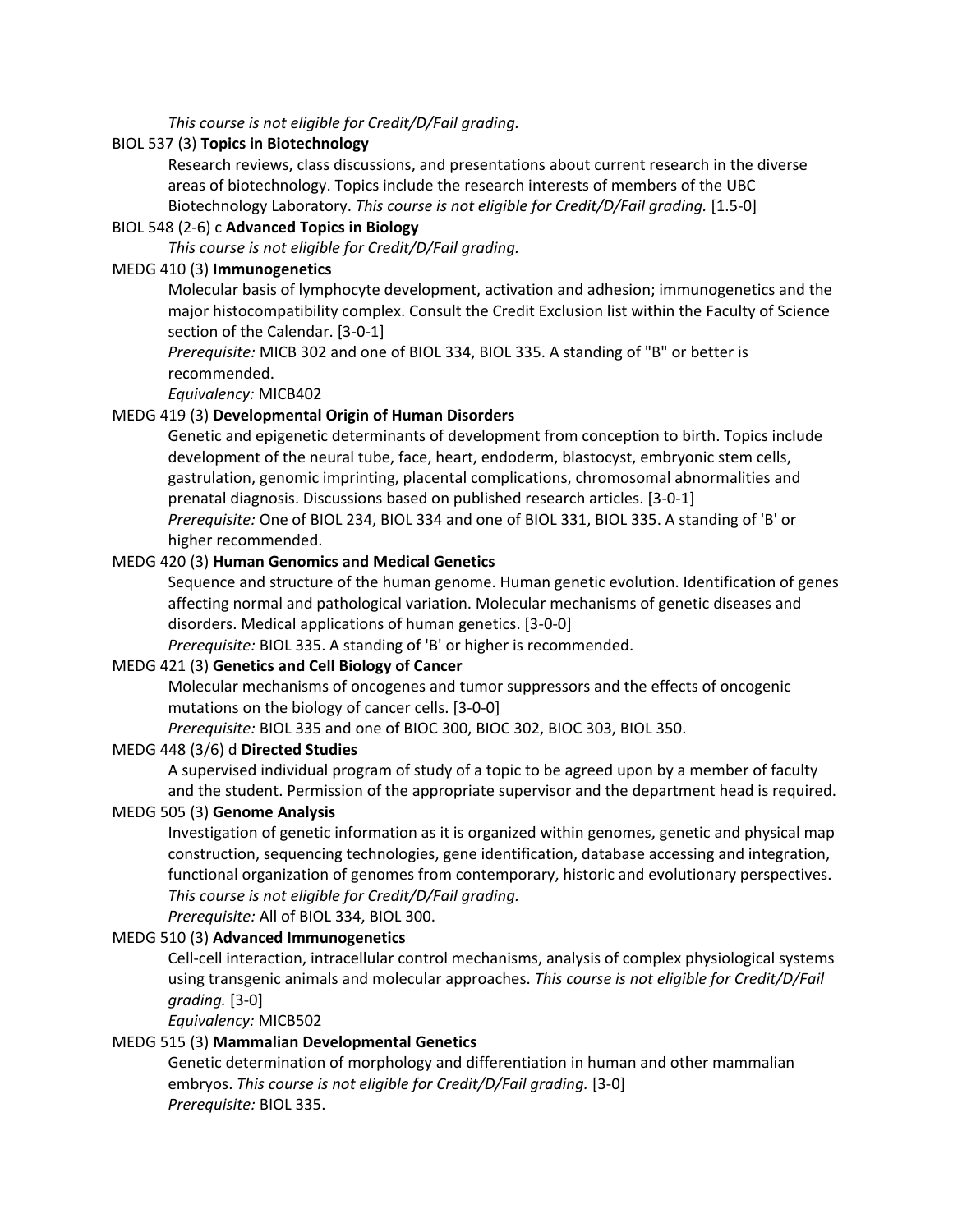*This course is not eligible for Credit/D/Fail grading.*

BIOL 537 (3) **Topics in Biotechnology**

Research reviews, class discussions, and presentations about current research in the diverse areas of biotechnology. Topics include the research interests of members of the UBC Biotechnology Laboratory. *This course is not eligible for Credit/D/Fail grading.* [1.5-0]

BIOL 548 (2-6) c **Advanced Topics in Biology**

*This course is not eligible for Credit/D/Fail grading.*

MEDG 410 (3) **Immunogenetics**

Molecular basis of lymphocyte development, activation and adhesion; immunogenetics and the major histocompatibility complex. Consult the Credit Exclusion list within the Faculty of Science section of the Calendar. [3-0-1]

*Prerequisite:* MICB 302 and one of BIOL 334, BIOL 335. A standing of "B" or better is recommended.

*Equivalency:* MICB402

MEDG 419 (3) **Developmental Origin of Human Disorders**

Genetic and epigenetic determinants of development from conception to birth. Topics include development of the neural tube, face, heart, endoderm, blastocyst, embryonic stem cells, gastrulation, genomic imprinting, placental complications, chromosomal abnormalities and prenatal diagnosis. Discussions based on published research articles. [3-0-1]

*Prerequisite:* One of BIOL 234, BIOL 334 and one of BIOL 331, BIOL 335. A standing of 'B' or higher recommended.

MEDG 420 (3) **Human Genomics and Medical Genetics**

Sequence and structure of the human genome. Human genetic evolution. Identification of genes affecting normal and pathological variation. Molecular mechanisms of genetic diseases and disorders. Medical applications of human genetics. [3-0-0]

*Prerequisite:* BIOL 335. A standing of 'B' or higher is recommended.

MEDG 421 (3) **Genetics and Cell Biology of Cancer**

Molecular mechanisms of oncogenes and tumor suppressors and the effects of oncogenic mutations on the biology of cancer cells. [3-0-0]

*Prerequisite:* BIOL 335 and one of BIOC 300, BIOC 302, BIOC 303, BIOL 350.

MEDG 448 (3/6) d **Directed Studies**

A supervised individual program of study of a topic to be agreed upon by a member of faculty and the student. Permission of the appropriate supervisor and the department head is required.

MEDG 505 (3) **Genome Analysis**

Investigation of genetic information as it is organized within genomes, genetic and physical map construction, sequencing technologies, gene identification, database accessing and integration, functional organization of genomes from contemporary, historic and evolutionary perspectives. *This course is not eligible for Credit/D/Fail grading.*

*Prerequisite:* All of BIOL 334, BIOL 300.

MEDG 510 (3) **Advanced Immunogenetics**

Cell-cell interaction, intracellular control mechanisms, analysis of complex physiological systems using transgenic animals and molecular approaches. *This course is not eligible for Credit/D/Fail grading.* [3-0]

*Equivalency:* MICB502

MEDG 515 (3) **Mammalian Developmental Genetics**

Genetic determination of morphology and differentiation in human and other mammalian embryos. *This course is not eligible for Credit/D/Fail grading.* [3-0]

*Prerequisite:* BIOL 335.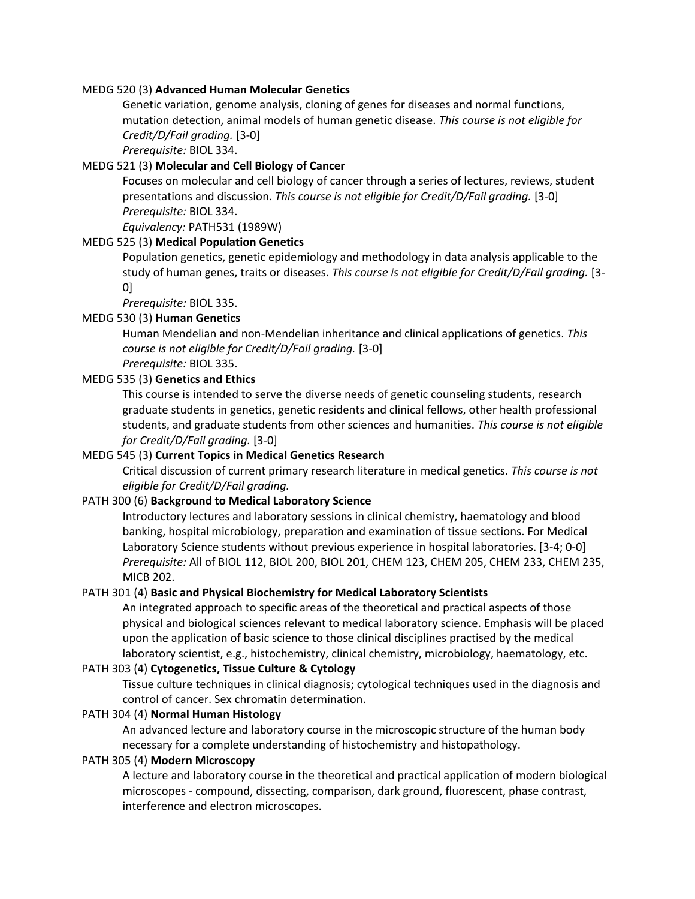MEDG 520 (3) **Advanced Human Molecular Genetics**

Genetic variation, genome analysis, cloning of genes for diseases and normal functions, mutation detection, animal models of human genetic disease. *This course is not eligible for Credit/D/Fail grading.* [3-0]
*Prerequisite:* BIOL 334.

MEDG 521 (3) **Molecular and Cell Biology of Cancer**

Focuses on molecular and cell biology of cancer through a series of lectures, reviews, student presentations and discussion. *This course is not eligible for Credit/D/Fail grading.* [3-0]
*Prerequisite:* BIOL 334.
*Equivalency:* PATH531 (1989W)

MEDG 525 (3) **Medical Population Genetics**

Population genetics, genetic epidemiology and methodology in data analysis applicable to the study of human genes, traits or diseases. *This course is not eligible for Credit/D/Fail grading.* [3-0]
*Prerequisite:* BIOL 335.

MEDG 530 (3) **Human Genetics**

Human Mendelian and non-Mendelian inheritance and clinical applications of genetics. *This course is not eligible for Credit/D/Fail grading.* [3-0]
*Prerequisite:* BIOL 335.

MEDG 535 (3) **Genetics and Ethics**

This course is intended to serve the diverse needs of genetic counseling students, research graduate students in genetics, genetic residents and clinical fellows, other health professional students, and graduate students from other sciences and humanities. *This course is not eligible for Credit/D/Fail grading.* [3-0]

MEDG 545 (3) **Current Topics in Medical Genetics Research**

Critical discussion of current primary research literature in medical genetics. *This course is not eligible for Credit/D/Fail grading.*

PATH 300 (6) **Background to Medical Laboratory Science**

Introductory lectures and laboratory sessions in clinical chemistry, haematology and blood banking, hospital microbiology, preparation and examination of tissue sections. For Medical Laboratory Science students without previous experience in hospital laboratories. [3-4; 0-0]
*Prerequisite:* All of BIOL 112, BIOL 200, BIOL 201, CHEM 123, CHEM 205, CHEM 233, CHEM 235, MICB 202.

PATH 301 (4) **Basic and Physical Biochemistry for Medical Laboratory Scientists**

An integrated approach to specific areas of the theoretical and practical aspects of those physical and biological sciences relevant to medical laboratory science. Emphasis will be placed upon the application of basic science to those clinical disciplines practised by the medical laboratory scientist, e.g., histochemistry, clinical chemistry, microbiology, haematology, etc.

PATH 303 (4) **Cytogenetics, Tissue Culture & Cytology**

Tissue culture techniques in clinical diagnosis; cytological techniques used in the diagnosis and control of cancer. Sex chromatin determination.

PATH 304 (4) **Normal Human Histology**

An advanced lecture and laboratory course in the microscopic structure of the human body necessary for a complete understanding of histochemistry and histopathology.

PATH 305 (4) **Modern Microscopy**

A lecture and laboratory course in the theoretical and practical application of modern biological microscopes - compound, dissecting, comparison, dark ground, fluorescent, phase contrast, interference and electron microscopes.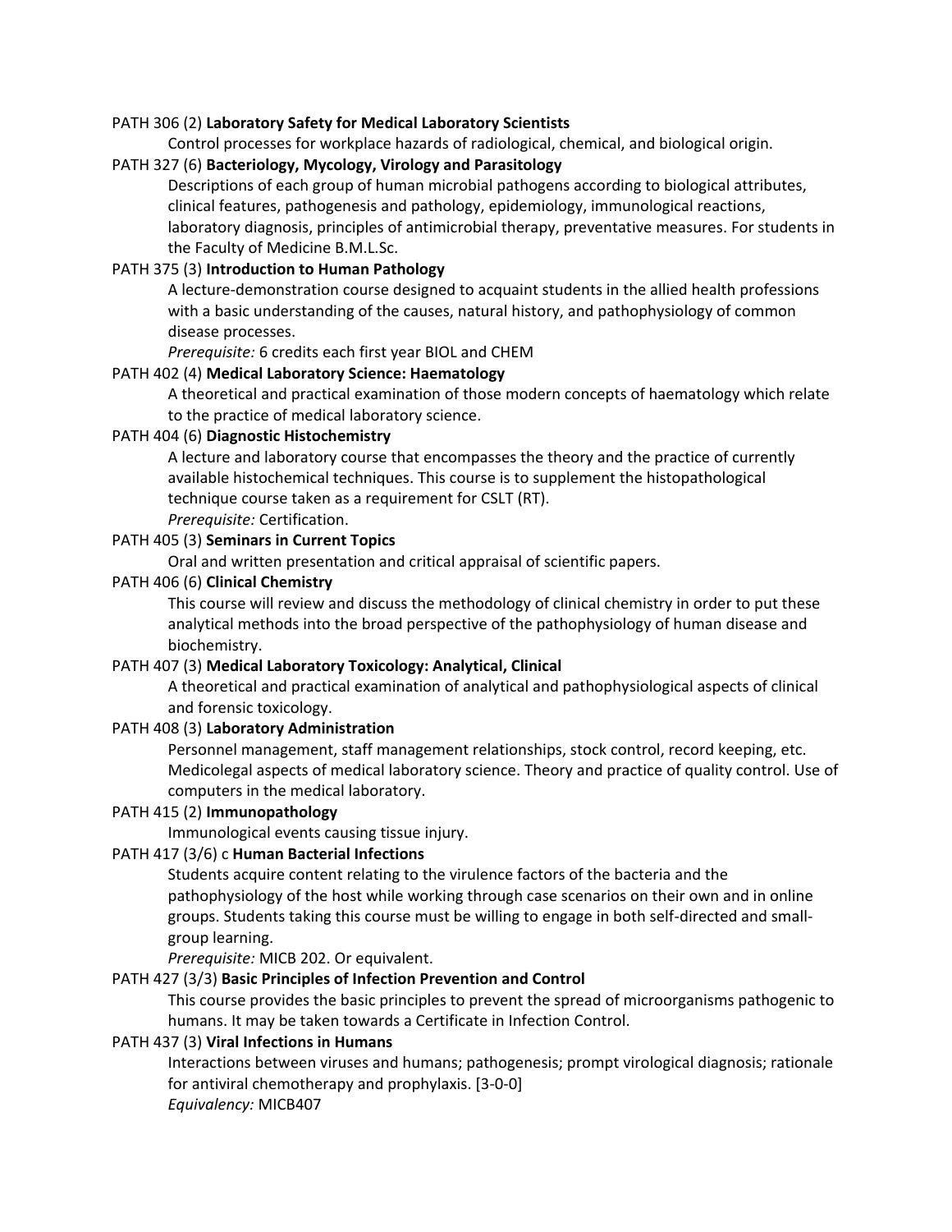PATH 306 (2) **Laboratory Safety for Medical Laboratory Scientists**

Control processes for workplace hazards of radiological, chemical, and biological origin.

PATH 327 (6) **Bacteriology, Mycology, Virology and Parasitology**

Descriptions of each group of human microbial pathogens according to biological attributes, clinical features, pathogenesis and pathology, epidemiology, immunological reactions, laboratory diagnosis, principles of antimicrobial therapy, preventative measures. For students in the Faculty of Medicine B.M.L.Sc.

PATH 375 (3) **Introduction to Human Pathology**

A lecture-demonstration course designed to acquaint students in the allied health professions with a basic understanding of the causes, natural history, and pathophysiology of common disease processes.

*Prerequisite:* 6 credits each first year BIOL and CHEM

PATH 402 (4) **Medical Laboratory Science: Haematology**

A theoretical and practical examination of those modern concepts of haematology which relate to the practice of medical laboratory science.

PATH 404 (6) **Diagnostic Histochemistry**

A lecture and laboratory course that encompasses the theory and the practice of currently available histochemical techniques. This course is to supplement the histopathological technique course taken as a requirement for CSLT (RT).

*Prerequisite:* Certification.

PATH 405 (3) **Seminars in Current Topics**

Oral and written presentation and critical appraisal of scientific papers.

PATH 406 (6) **Clinical Chemistry**

This course will review and discuss the methodology of clinical chemistry in order to put these analytical methods into the broad perspective of the pathophysiology of human disease and biochemistry.

PATH 407 (3) **Medical Laboratory Toxicology: Analytical, Clinical**

A theoretical and practical examination of analytical and pathophysiological aspects of clinical and forensic toxicology.

PATH 408 (3) **Laboratory Administration**

Personnel management, staff management relationships, stock control, record keeping, etc. Medicolegal aspects of medical laboratory science. Theory and practice of quality control. Use of computers in the medical laboratory.

PATH 415 (2) **Immunopathology**

Immunological events causing tissue injury.

PATH 417 (3/6) c **Human Bacterial Infections**

Students acquire content relating to the virulence factors of the bacteria and the pathophysiology of the host while working through case scenarios on their own and in online groups. Students taking this course must be willing to engage in both self-directed and small-group learning.

*Prerequisite:* MICB 202. Or equivalent.

PATH 427 (3/3) **Basic Principles of Infection Prevention and Control**

This course provides the basic principles to prevent the spread of microorganisms pathogenic to humans. It may be taken towards a Certificate in Infection Control.

PATH 437 (3) **Viral Infections in Humans**

Interactions between viruses and humans; pathogenesis; prompt virological diagnosis; rationale for antiviral chemotherapy and prophylaxis. [3-0-0]

*Equivalency:* MICB407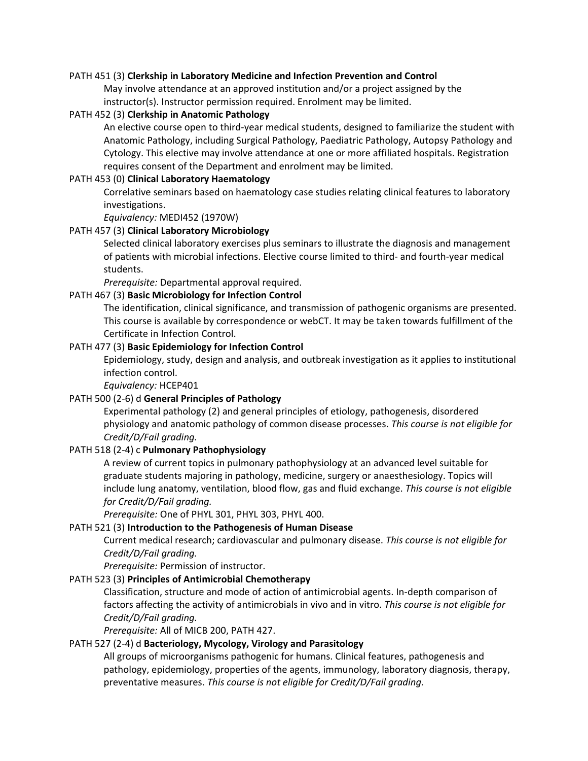PATH 451 (3) **Clerkship in Laboratory Medicine and Infection Prevention and Control**

May involve attendance at an approved institution and/or a project assigned by the instructor(s). Instructor permission required. Enrolment may be limited.

PATH 452 (3) **Clerkship in Anatomic Pathology**

An elective course open to third-year medical students, designed to familiarize the student with Anatomic Pathology, including Surgical Pathology, Paediatric Pathology, Autopsy Pathology and Cytology. This elective may involve attendance at one or more affiliated hospitals. Registration requires consent of the Department and enrolment may be limited.

PATH 453 (0) **Clinical Laboratory Haematology**

Correlative seminars based on haematology case studies relating clinical features to laboratory investigations.

*Equivalency:* MEDI452 (1970W)

PATH 457 (3) **Clinical Laboratory Microbiology**

Selected clinical laboratory exercises plus seminars to illustrate the diagnosis and management of patients with microbial infections. Elective course limited to third- and fourth-year medical students.

*Prerequisite:* Departmental approval required.

PATH 467 (3) **Basic Microbiology for Infection Control**

The identification, clinical significance, and transmission of pathogenic organisms are presented. This course is available by correspondence or webCT. It may be taken towards fulfillment of the Certificate in Infection Control.

PATH 477 (3) **Basic Epidemiology for Infection Control**

Epidemiology, study, design and analysis, and outbreak investigation as it applies to institutional infection control.

*Equivalency:* HCEP401

PATH 500 (2-6) d **General Principles of Pathology**

Experimental pathology (2) and general principles of etiology, pathogenesis, disordered physiology and anatomic pathology of common disease processes. *This course is not eligible for Credit/D/Fail grading.*

PATH 518 (2-4) c **Pulmonary Pathophysiology**

A review of current topics in pulmonary pathophysiology at an advanced level suitable for graduate students majoring in pathology, medicine, surgery or anaesthesiology. Topics will include lung anatomy, ventilation, blood flow, gas and fluid exchange. *This course is not eligible for Credit/D/Fail grading.*

*Prerequisite:* One of PHYL 301, PHYL 303, PHYL 400.

PATH 521 (3) **Introduction to the Pathogenesis of Human Disease**

Current medical research; cardiovascular and pulmonary disease. *This course is not eligible for Credit/D/Fail grading.*

*Prerequisite:* Permission of instructor.

PATH 523 (3) **Principles of Antimicrobial Chemotherapy**

Classification, structure and mode of action of antimicrobial agents. In-depth comparison of factors affecting the activity of antimicrobials in vivo and in vitro. *This course is not eligible for Credit/D/Fail grading.*

*Prerequisite:* All of MICB 200, PATH 427.

PATH 527 (2-4) d **Bacteriology, Mycology, Virology and Parasitology**

All groups of microorganisms pathogenic for humans. Clinical features, pathogenesis and pathology, epidemiology, properties of the agents, immunology, laboratory diagnosis, therapy, preventative measures. *This course is not eligible for Credit/D/Fail grading.*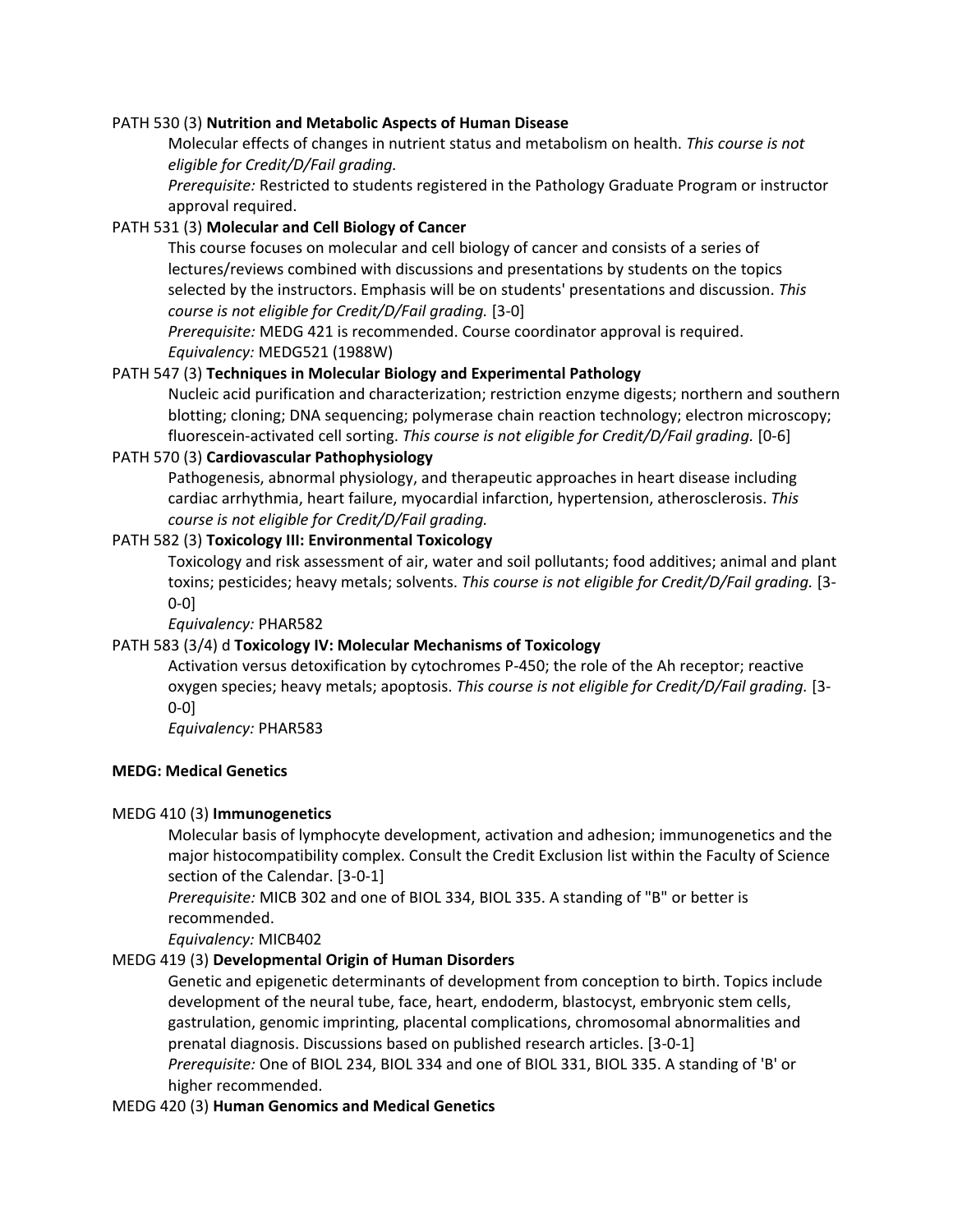PATH 530 (3) **Nutrition and Metabolic Aspects of Human Disease**

Molecular effects of changes in nutrient status and metabolism on health. *This course is not eligible for Credit/D/Fail grading.*

*Prerequisite:* Restricted to students registered in the Pathology Graduate Program or instructor approval required.

PATH 531 (3) **Molecular and Cell Biology of Cancer**

This course focuses on molecular and cell biology of cancer and consists of a series of lectures/reviews combined with discussions and presentations by students on the topics selected by the instructors. Emphasis will be on students' presentations and discussion. *This course is not eligible for Credit/D/Fail grading.* [3-0]

*Prerequisite:* MEDG 421 is recommended. Course coordinator approval is required.

*Equivalency:* MEDG521 (1988W)

PATH 547 (3) **Techniques in Molecular Biology and Experimental Pathology**

Nucleic acid purification and characterization; restriction enzyme digests; northern and southern blotting; cloning; DNA sequencing; polymerase chain reaction technology; electron microscopy; fluorescein-activated cell sorting. *This course is not eligible for Credit/D/Fail grading.* [0-6]

PATH 570 (3) **Cardiovascular Pathophysiology**

Pathogenesis, abnormal physiology, and therapeutic approaches in heart disease including cardiac arrhythmia, heart failure, myocardial infarction, hypertension, atherosclerosis. *This course is not eligible for Credit/D/Fail grading.*

PATH 582 (3) **Toxicology III: Environmental Toxicology**

Toxicology and risk assessment of air, water and soil pollutants; food additives; animal and plant toxins; pesticides; heavy metals; solvents. *This course is not eligible for Credit/D/Fail grading.* [3-0-0]

*Equivalency:* PHAR582

PATH 583 (3/4) d **Toxicology IV: Molecular Mechanisms of Toxicology**

Activation versus detoxification by cytochromes P-450; the role of the Ah receptor; reactive oxygen species; heavy metals; apoptosis. *This course is not eligible for Credit/D/Fail grading.* [3-0-0]

*Equivalency:* PHAR583

**MEDG: Medical Genetics**

MEDG 410 (3) **Immunogenetics**

Molecular basis of lymphocyte development, activation and adhesion; immunogenetics and the major histocompatibility complex. Consult the Credit Exclusion list within the Faculty of Science section of the Calendar. [3-0-1]

*Prerequisite:* MICB 302 and one of BIOL 334, BIOL 335. A standing of "B" or better is recommended.

*Equivalency:* MICB402

MEDG 419 (3) **Developmental Origin of Human Disorders**

Genetic and epigenetic determinants of development from conception to birth. Topics include development of the neural tube, face, heart, endoderm, blastocyst, embryonic stem cells, gastrulation, genomic imprinting, placental complications, chromosomal abnormalities and prenatal diagnosis. Discussions based on published research articles. [3-0-1]

*Prerequisite:* One of BIOL 234, BIOL 334 and one of BIOL 331, BIOL 335. A standing of 'B' or higher recommended.

MEDG 420 (3) **Human Genomics and Medical Genetics**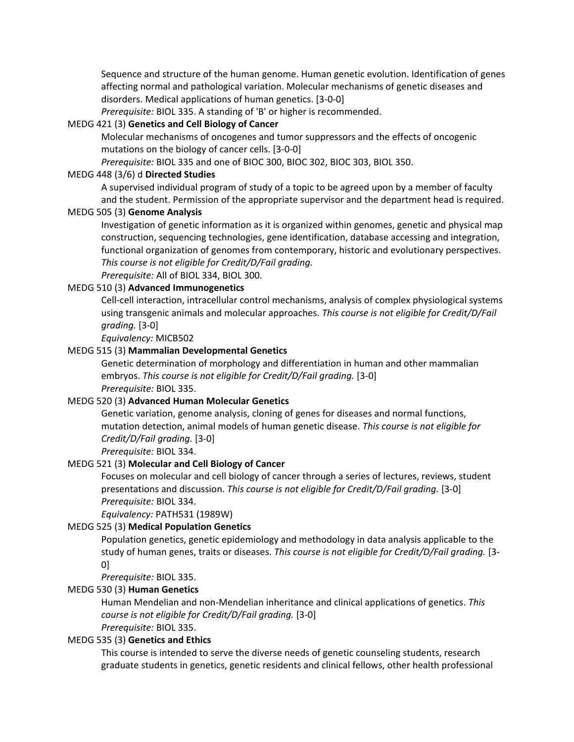Sequence and structure of the human genome. Human genetic evolution. Identification of genes affecting normal and pathological variation. Molecular mechanisms of genetic diseases and disorders. Medical applications of human genetics. [3-0-0]
*Prerequisite:* BIOL 335. A standing of 'B' or higher is recommended.

MEDG 421 (3) **Genetics and Cell Biology of Cancer**

Molecular mechanisms of oncogenes and tumor suppressors and the effects of oncogenic mutations on the biology of cancer cells. [3-0-0]
*Prerequisite:* BIOL 335 and one of BIOC 300, BIOC 302, BIOC 303, BIOL 350.

MEDG 448 (3/6) d **Directed Studies**

A supervised individual program of study of a topic to be agreed upon by a member of faculty and the student. Permission of the appropriate supervisor and the department head is required.

MEDG 505 (3) **Genome Analysis**

Investigation of genetic information as it is organized within genomes, genetic and physical map construction, sequencing technologies, gene identification, database accessing and integration, functional organization of genomes from contemporary, historic and evolutionary perspectives. *This course is not eligible for Credit/D/Fail grading.*
*Prerequisite:* All of BIOL 334, BIOL 300.

MEDG 510 (3) **Advanced Immunogenetics**

Cell-cell interaction, intracellular control mechanisms, analysis of complex physiological systems using transgenic animals and molecular approaches. *This course is not eligible for Credit/D/Fail grading.* [3-0]
*Equivalency:* MICB502

MEDG 515 (3) **Mammalian Developmental Genetics**

Genetic determination of morphology and differentiation in human and other mammalian embryos. *This course is not eligible for Credit/D/Fail grading.* [3-0]
*Prerequisite:* BIOL 335.

MEDG 520 (3) **Advanced Human Molecular Genetics**

Genetic variation, genome analysis, cloning of genes for diseases and normal functions, mutation detection, animal models of human genetic disease. *This course is not eligible for Credit/D/Fail grading.* [3-0]
*Prerequisite:* BIOL 334.

MEDG 521 (3) **Molecular and Cell Biology of Cancer**

Focuses on molecular and cell biology of cancer through a series of lectures, reviews, student presentations and discussion. *This course is not eligible for Credit/D/Fail grading.* [3-0]
*Prerequisite:* BIOL 334.
*Equivalency:* PATH531 (1989W)

MEDG 525 (3) **Medical Population Genetics**

Population genetics, genetic epidemiology and methodology in data analysis applicable to the study of human genes, traits or diseases. *This course is not eligible for Credit/D/Fail grading.* [3-0]
*Prerequisite:* BIOL 335.

MEDG 530 (3) **Human Genetics**

Human Mendelian and non-Mendelian inheritance and clinical applications of genetics. *This course is not eligible for Credit/D/Fail grading.* [3-0]
*Prerequisite:* BIOL 335.

MEDG 535 (3) **Genetics and Ethics**

This course is intended to serve the diverse needs of genetic counseling students, research graduate students in genetics, genetic residents and clinical fellows, other health professional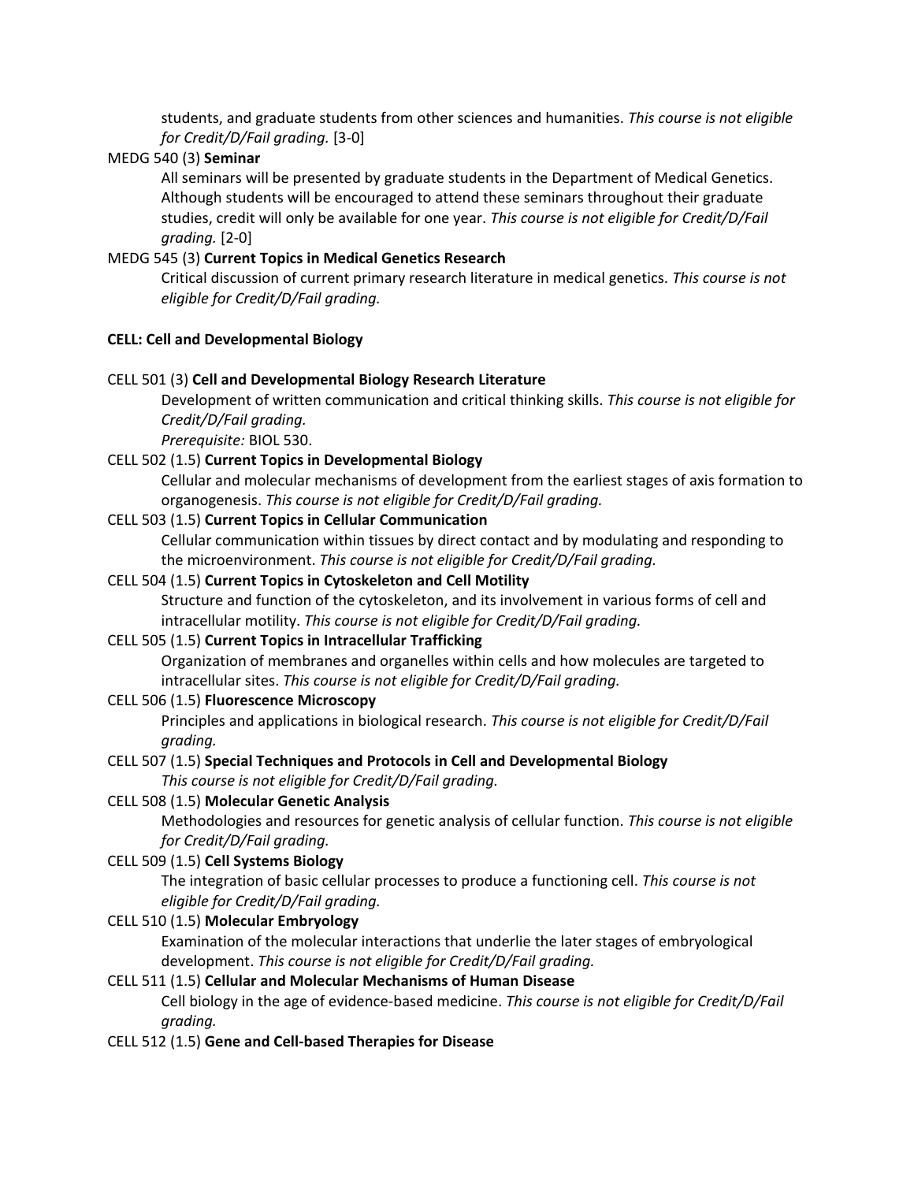students, and graduate students from other sciences and humanities. *This course is not eligible for Credit/D/Fail grading.* [3-0]

MEDG 540 (3) **Seminar**

All seminars will be presented by graduate students in the Department of Medical Genetics. Although students will be encouraged to attend these seminars throughout their graduate studies, credit will only be available for one year. *This course is not eligible for Credit/D/Fail grading.* [2-0]

MEDG 545 (3) **Current Topics in Medical Genetics Research**

Critical discussion of current primary research literature in medical genetics. *This course is not eligible for Credit/D/Fail grading.*

**CELL: Cell and Developmental Biology**

CELL 501 (3) **Cell and Developmental Biology Research Literature**

Development of written communication and critical thinking skills. *This course is not eligible for Credit/D/Fail grading.*

*Prerequisite:* BIOL 530.

CELL 502 (1.5) **Current Topics in Developmental Biology**

Cellular and molecular mechanisms of development from the earliest stages of axis formation to organogenesis. *This course is not eligible for Credit/D/Fail grading.*

CELL 503 (1.5) **Current Topics in Cellular Communication**

Cellular communication within tissues by direct contact and by modulating and responding to the microenvironment. *This course is not eligible for Credit/D/Fail grading.*

CELL 504 (1.5) **Current Topics in Cytoskeleton and Cell Motility**

Structure and function of the cytoskeleton, and its involvement in various forms of cell and intracellular motility. *This course is not eligible for Credit/D/Fail grading.*

CELL 505 (1.5) **Current Topics in Intracellular Trafficking**

Organization of membranes and organelles within cells and how molecules are targeted to intracellular sites. *This course is not eligible for Credit/D/Fail grading.*

CELL 506 (1.5) **Fluorescence Microscopy**

Principles and applications in biological research. *This course is not eligible for Credit/D/Fail grading.*

CELL 507 (1.5) **Special Techniques and Protocols in Cell and Developmental Biology**

*This course is not eligible for Credit/D/Fail grading.*

CELL 508 (1.5) **Molecular Genetic Analysis**

Methodologies and resources for genetic analysis of cellular function. *This course is not eligible for Credit/D/Fail grading.*

CELL 509 (1.5) **Cell Systems Biology**

The integration of basic cellular processes to produce a functioning cell. *This course is not eligible for Credit/D/Fail grading.*

CELL 510 (1.5) **Molecular Embryology**

Examination of the molecular interactions that underlie the later stages of embryological development. *This course is not eligible for Credit/D/Fail grading.*

CELL 511 (1.5) **Cellular and Molecular Mechanisms of Human Disease**

Cell biology in the age of evidence-based medicine. *This course is not eligible for Credit/D/Fail grading.*

CELL 512 (1.5) **Gene and Cell-based Therapies for Disease**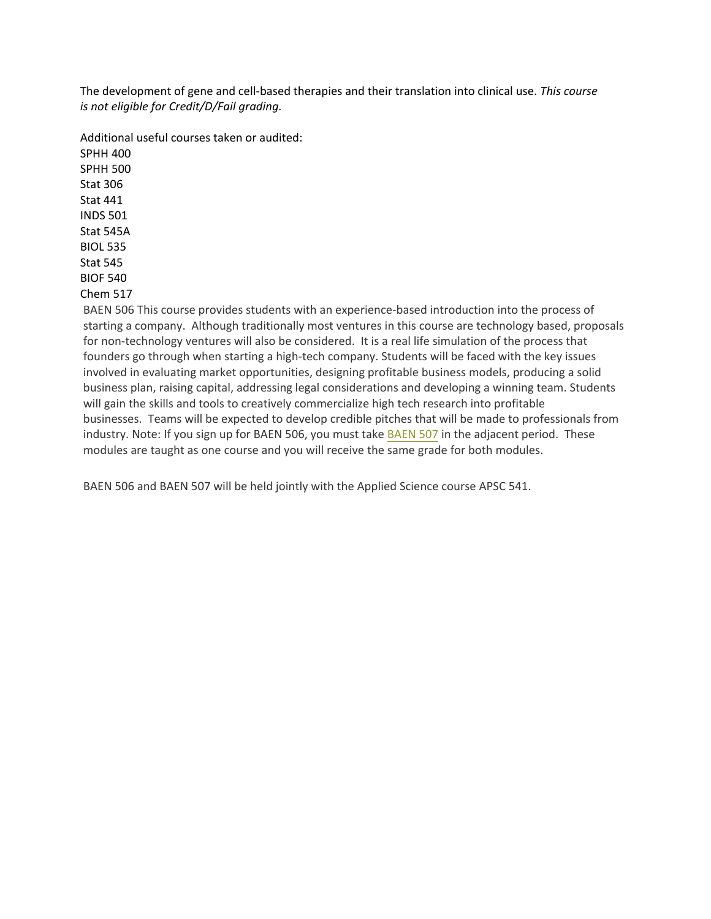The development of gene and cell-based therapies and their translation into clinical use. *This course is not eligible for Credit/D/Fail grading.*

Additional useful courses taken or audited:
SPHH 400
SPHH 500
Stat 306
Stat 441
INDS 501
Stat 545A
BIOL 535
Stat 545
BIOF 540
Chem 517

BAEN 506 This course provides students with an experience-based introduction into the process of starting a company. Although traditionally most ventures in this course are technology based, proposals for non-technology ventures will also be considered. It is a real life simulation of the process that founders go through when starting a high-tech company. Students will be faced with the key issues involved in evaluating market opportunities, designing profitable business models, producing a solid business plan, raising capital, addressing legal considerations and developing a winning team. Students will gain the skills and tools to creatively commercialize high tech research into profitable businesses. Teams will be expected to develop credible pitches that will be made to professionals from industry. Note: If you sign up for BAEN 506, you must take BAEN 507 in the adjacent period. These modules are taught as one course and you will receive the same grade for both modules.

BAEN 506 and BAEN 507 will be held jointly with the Applied Science course APSC 541.